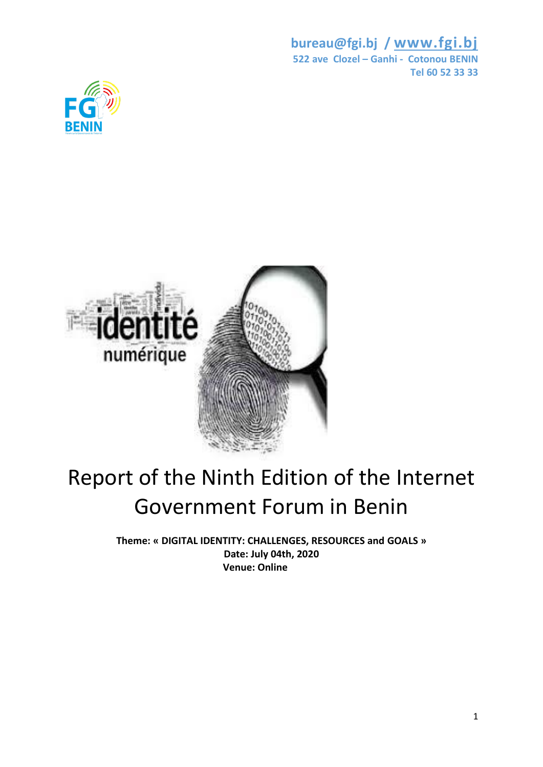bureau@fgi.bj / www.fgi.bj
522 ave Clozel – Ganhi - Cotonou BENIN
Tel 60 52 33 33

# Report of the Ninth Edition of the Internet Government Forum in Benin

**Theme: « DIGITAL IDENTITY: CHALLENGES, RESOURCES and GOALS »**
**Date: July 04th, 2020**
**Venue: Online**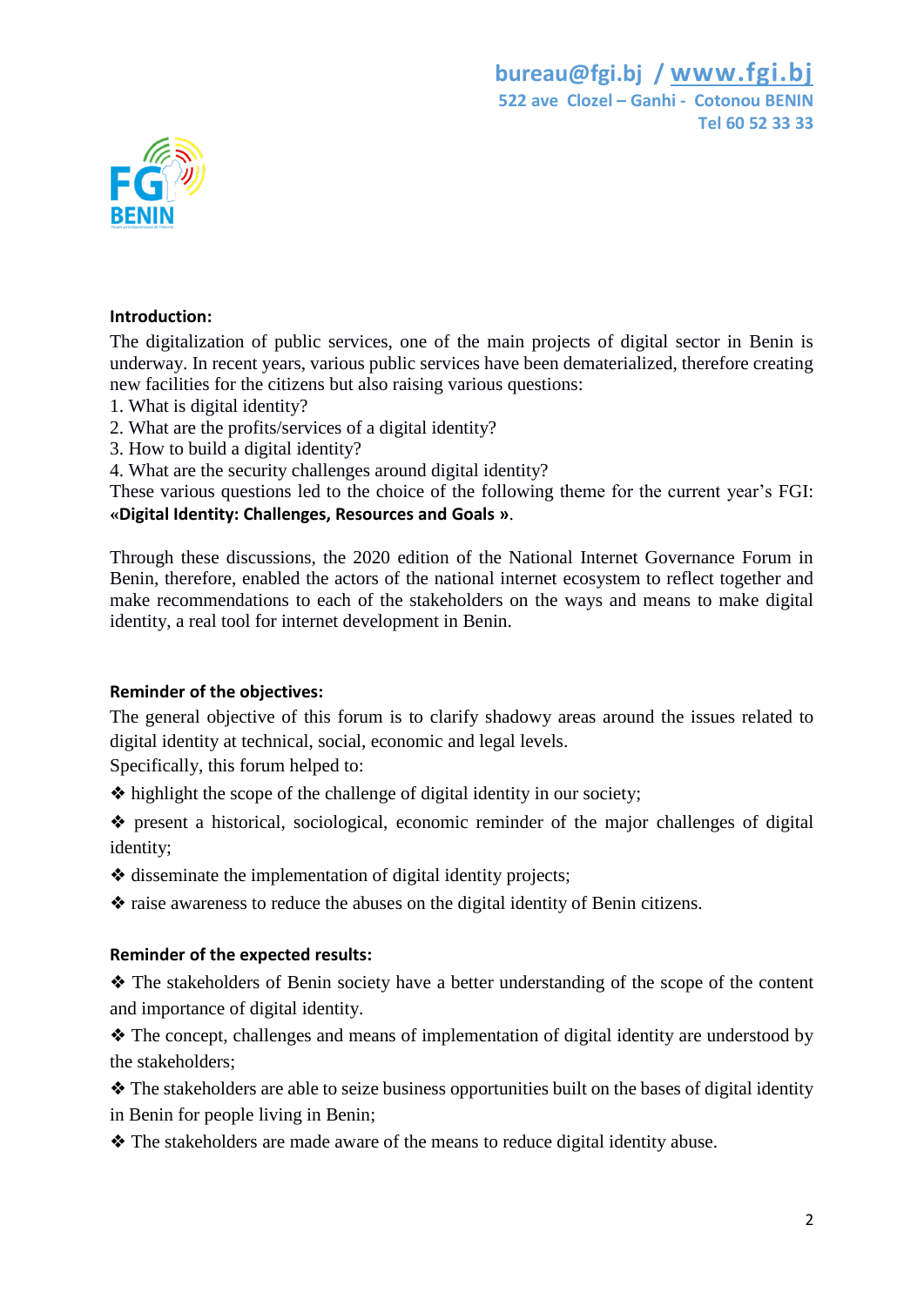**Introduction:**

The digitalization of public services, one of the main projects of digital sector in Benin is underway. In recent years, various public services have been dematerialized, therefore creating new facilities for the citizens but also raising various questions:

1. What is digital identity?
2. What are the profits/services of a digital identity?
3. How to build a digital identity?
4. What are the security challenges around digital identity?

These various questions led to the choice of the following theme for the current year's FGI: **«Digital Identity: Challenges, Resources and Goals »**.

Through these discussions, the 2020 edition of the National Internet Governance Forum in Benin, therefore, enabled the actors of the national internet ecosystem to reflect together and make recommendations to each of the stakeholders on the ways and means to make digital identity, a real tool for internet development in Benin.

**Reminder of the objectives:**

The general objective of this forum is to clarify shadowy areas around the issues related to digital identity at technical, social, economic and legal levels.

Specifically, this forum helped to:

❖ highlight the scope of the challenge of digital identity in our society;

❖ present a historical, sociological, economic reminder of the major challenges of digital identity;

❖ disseminate the implementation of digital identity projects;

❖ raise awareness to reduce the abuses on the digital identity of Benin citizens.

**Reminder of the expected results:**

❖ The stakeholders of Benin society have a better understanding of the scope of the content and importance of digital identity.

❖ The concept, challenges and means of implementation of digital identity are understood by the stakeholders;

❖ The stakeholders are able to seize business opportunities built on the bases of digital identity in Benin for people living in Benin;

❖ The stakeholders are made aware of the means to reduce digital identity abuse.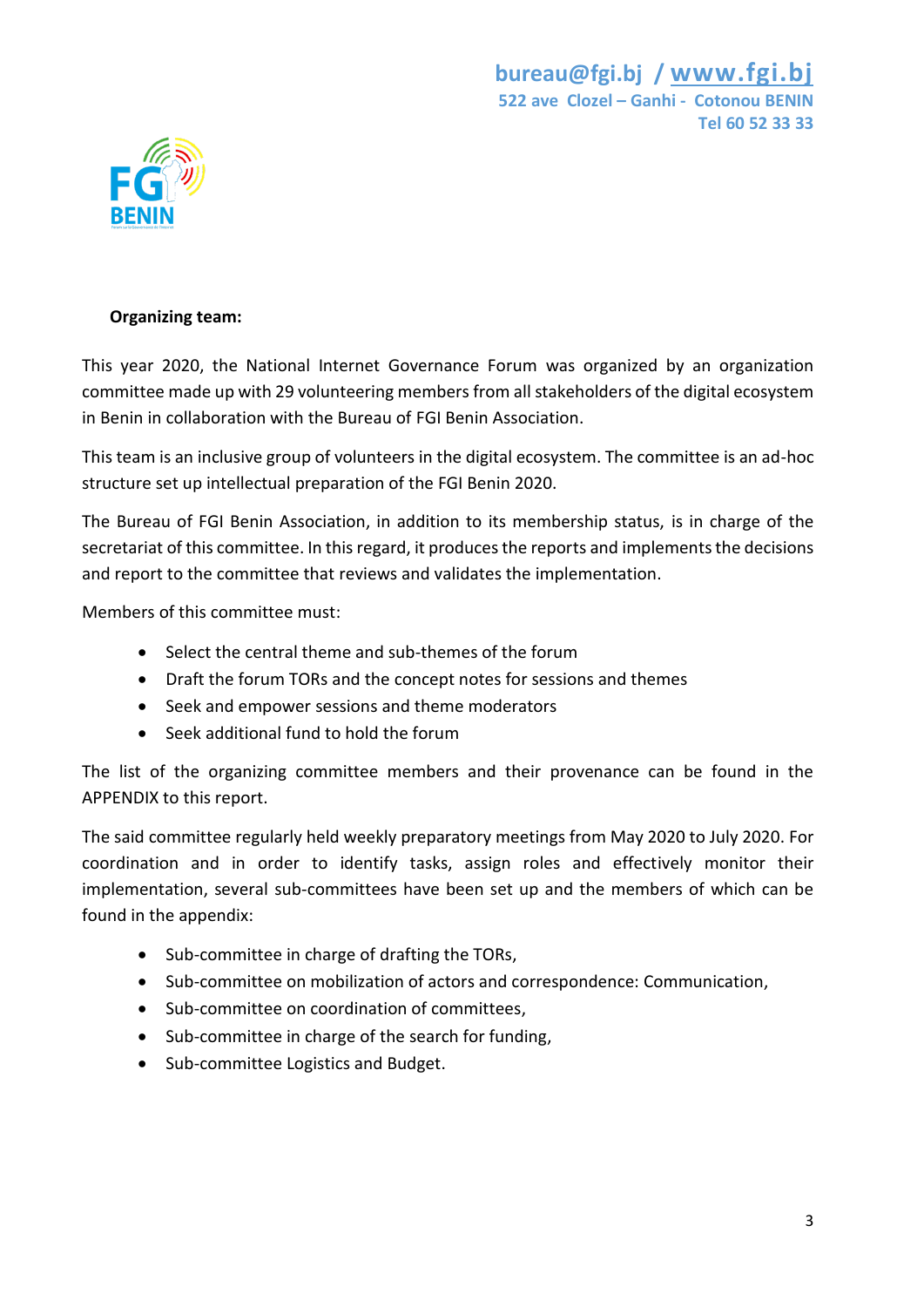**Organizing team:**

This year 2020, the National Internet Governance Forum was organized by an organization committee made up with 29 volunteering members from all stakeholders of the digital ecosystem in Benin in collaboration with the Bureau of FGI Benin Association.

This team is an inclusive group of volunteers in the digital ecosystem. The committee is an ad-hoc structure set up intellectual preparation of the FGI Benin 2020.

The Bureau of FGI Benin Association, in addition to its membership status, is in charge of the secretariat of this committee. In this regard, it produces the reports and implements the decisions and report to the committee that reviews and validates the implementation.

Members of this committee must:

- Select the central theme and sub-themes of the forum
- Draft the forum TORs and the concept notes for sessions and themes
- Seek and empower sessions and theme moderators
- Seek additional fund to hold the forum

The list of the organizing committee members and their provenance can be found in the APPENDIX to this report.

The said committee regularly held weekly preparatory meetings from May 2020 to July 2020. For coordination and in order to identify tasks, assign roles and effectively monitor their implementation, several sub-committees have been set up and the members of which can be found in the appendix:

- Sub-committee in charge of drafting the TORs,
- Sub-committee on mobilization of actors and correspondence: Communication,
- Sub-committee on coordination of committees,
- Sub-committee in charge of the search for funding,
- Sub-committee Logistics and Budget.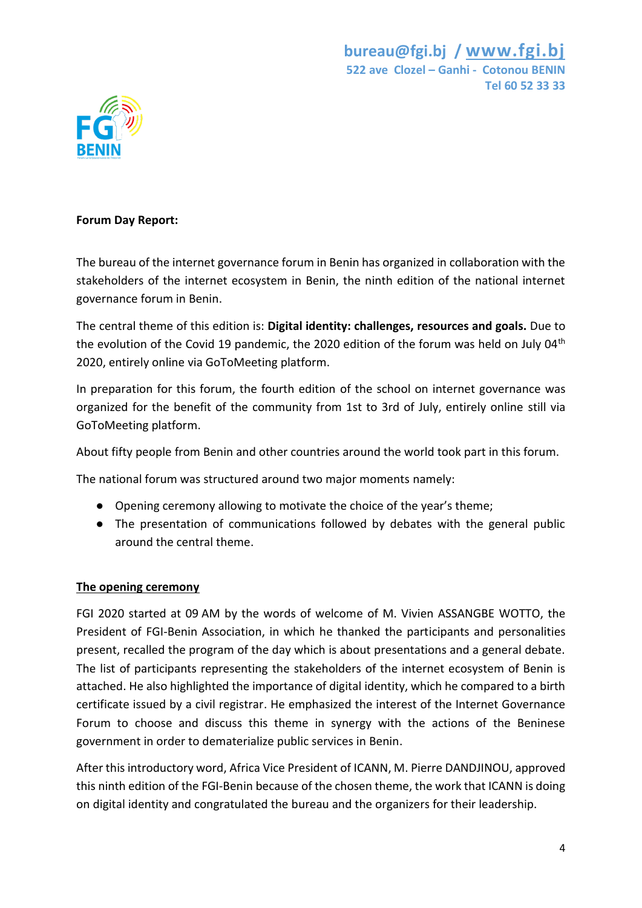**Forum Day Report:**

The bureau of the internet governance forum in Benin has organized in collaboration with the stakeholders of the internet ecosystem in Benin, the ninth edition of the national internet governance forum in Benin.

The central theme of this edition is: **Digital identity: challenges, resources and goals.** Due to the evolution of the Covid 19 pandemic, the 2020 edition of the forum was held on July 04th 2020, entirely online via GoToMeeting platform.

In preparation for this forum, the fourth edition of the school on internet governance was organized for the benefit of the community from 1st to 3rd of July, entirely online still via GoToMeeting platform.

About fifty people from Benin and other countries around the world took part in this forum.

The national forum was structured around two major moments namely:

- Opening ceremony allowing to motivate the choice of the year's theme;
- The presentation of communications followed by debates with the general public around the central theme.

**The opening ceremony**

FGI 2020 started at 09 AM by the words of welcome of M. Vivien ASSANGBE WOTTO, the President of FGI-Benin Association, in which he thanked the participants and personalities present, recalled the program of the day which is about presentations and a general debate. The list of participants representing the stakeholders of the internet ecosystem of Benin is attached. He also highlighted the importance of digital identity, which he compared to a birth certificate issued by a civil registrar. He emphasized the interest of the Internet Governance Forum to choose and discuss this theme in synergy with the actions of the Beninese government in order to dematerialize public services in Benin.

After this introductory word, Africa Vice President of ICANN, M. Pierre DANDJINOU, approved this ninth edition of the FGI-Benin because of the chosen theme, the work that ICANN is doing on digital identity and congratulated the bureau and the organizers for their leadership.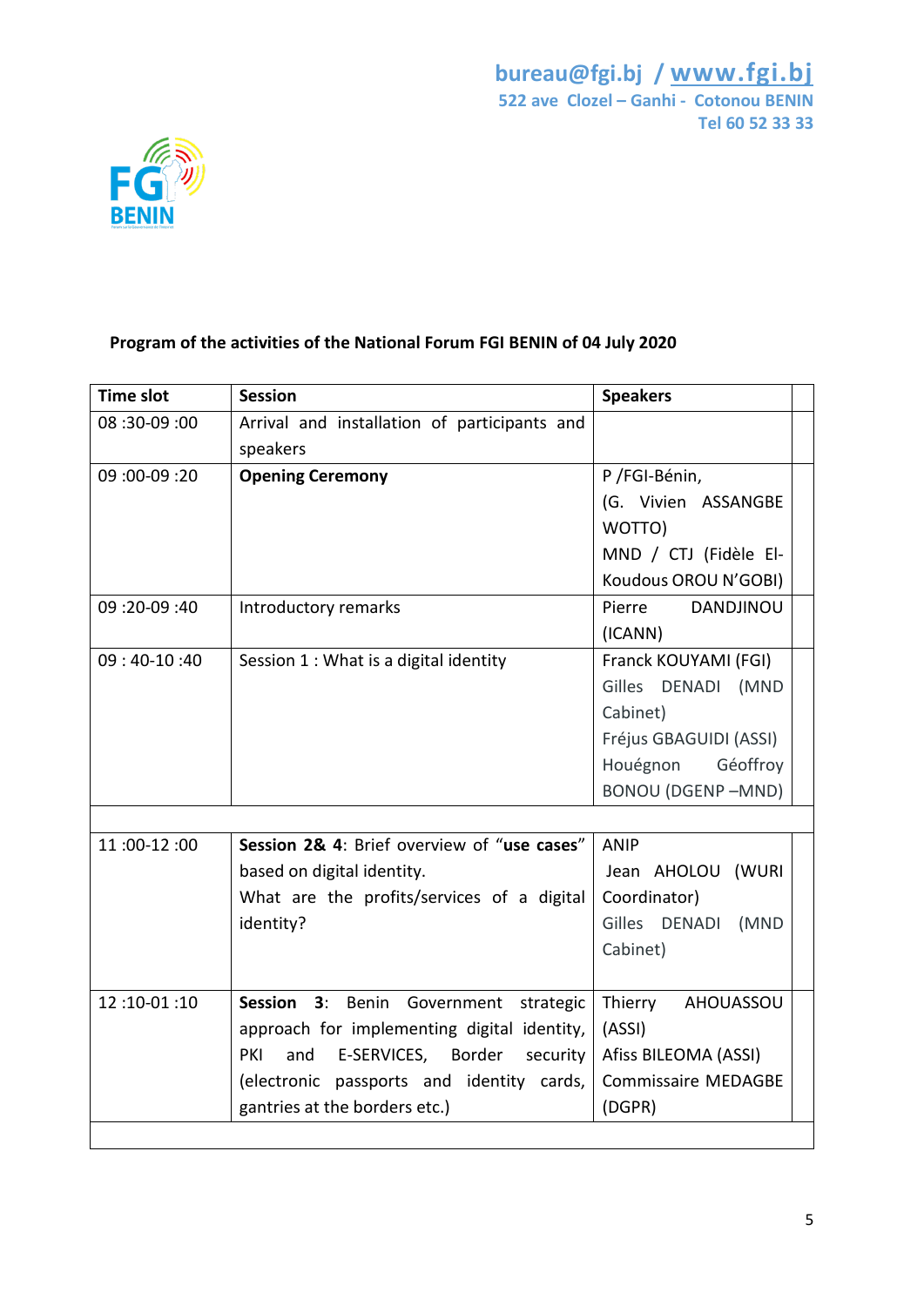bureau@fgi.bj / www.fgi.bj
522 ave Clozel – Ganhi - Cotonou BENIN
Tel 60 52 33 33

FGI BENIN

**Program of the activities of the National Forum FGI BENIN of 04 July 2020**

| Time slot | Session | Speakers |
|---|---|---|
| 08 :30-09 :00 | Arrival and installation of participants and speakers | |
| 09 :00-09 :20 | **Opening Ceremony** | P /FGI-Bénin, (G. Vivien ASSANGBE WOTTO) MND / CTJ (Fidèle El-Koudous OROU N'GOBI) |
| 09 :20-09 :40 | Introductory remarks | Pierre DANDJINOU (ICANN) |
| 09 : 40-10 :40 | Session 1 : What is a digital identity | Franck KOUYAMI (FGI) Gilles DENADI (MND Cabinet) Fréjus GBAGUIDI (ASSI) Houégnon Géoffroy BONOU (DGENP –MND) |
| | | |
| 11 :00-12 :00 | **Session 2& 4**: Brief overview of "**use cases**" based on digital identity. What are the profits/services of a digital identity? | ANIP Jean AHOLOU (WURI Coordinator) Gilles DENADI (MND Cabinet) |
| 12 :10-01 :10 | **Session 3**: Benin Government strategic approach for implementing digital identity, PKI and E-SERVICES, Border security (electronic passports and identity cards, gantries at the borders etc.) | Thierry AHOUASSOU (ASSI) Afiss BILEOMA (ASSI) Commissaire MEDAGBE (DGPR) |
| | | |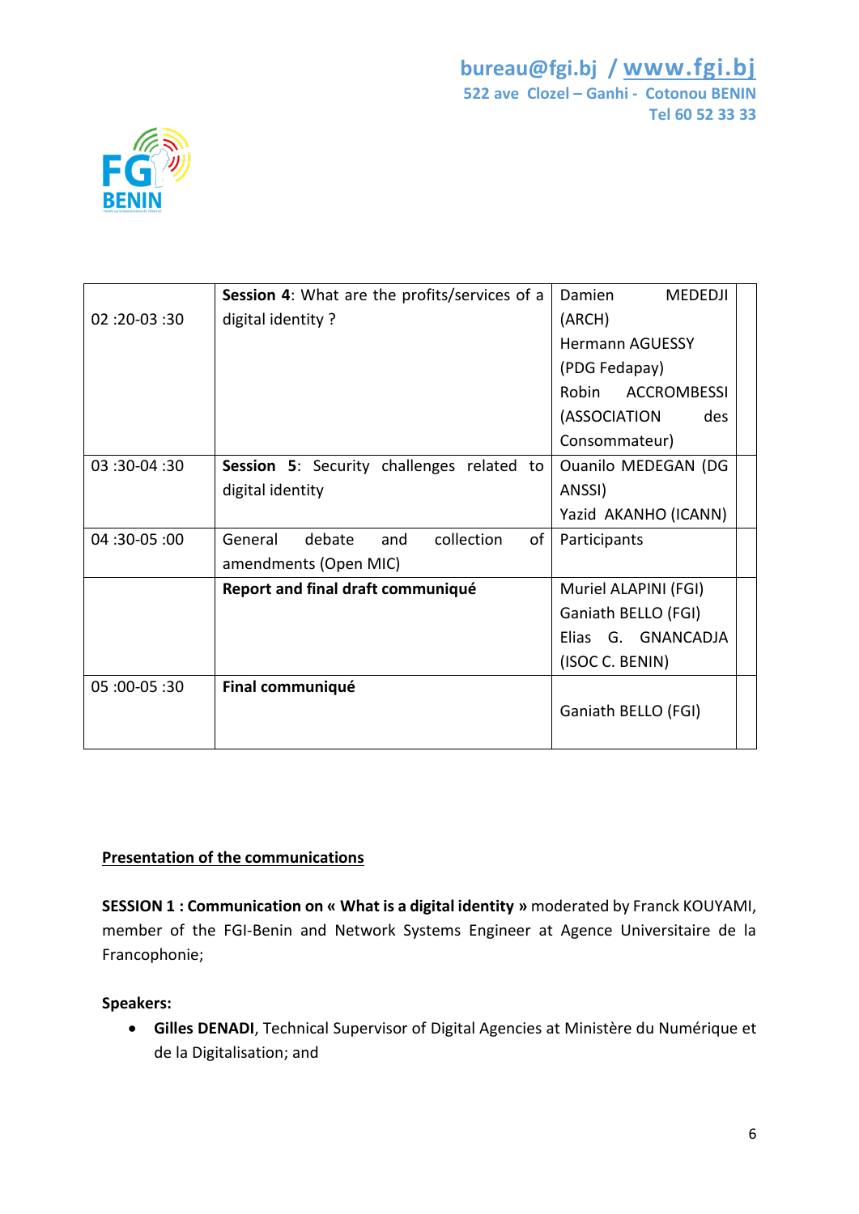| | | | |
|---|---|---|---|
| 02 :20-03 :30 | **Session 4**: What are the profits/services of a digital identity ? | Damien MEDEDJI (ARCH)<br>Hermann AGUESSY (PDG Fedapay)<br>Robin ACCROMBESSI (ASSOCIATION des Consommateur) | |
| 03 :30-04 :30 | **Session 5**: Security challenges related to digital identity | Ouanilo MEDEGAN (DG ANSSI)<br>Yazid AKANHO (ICANN) | |
| 04 :30-05 :00 | General debate and collection of amendments (Open MIC) | Participants | |
| | **Report and final draft communiqué** | Muriel ALAPINI (FGI)<br>Ganiath BELLO (FGI)<br>Elias G. GNANCADJA (ISOC C. BENIN) | |
| 05 :00-05 :30 | **Final communiqué** | Ganiath BELLO (FGI) | |

**<u>Presentation of the communications</u>**

**SESSION 1 : Communication on « What is a digital identity »** moderated by Franck KOUYAMI, member of the FGI-Benin and Network Systems Engineer at Agence Universitaire de la Francophonie;

**Speakers:**

- **Gilles DENADI**, Technical Supervisor of Digital Agencies at Ministère du Numérique et de la Digitalisation; and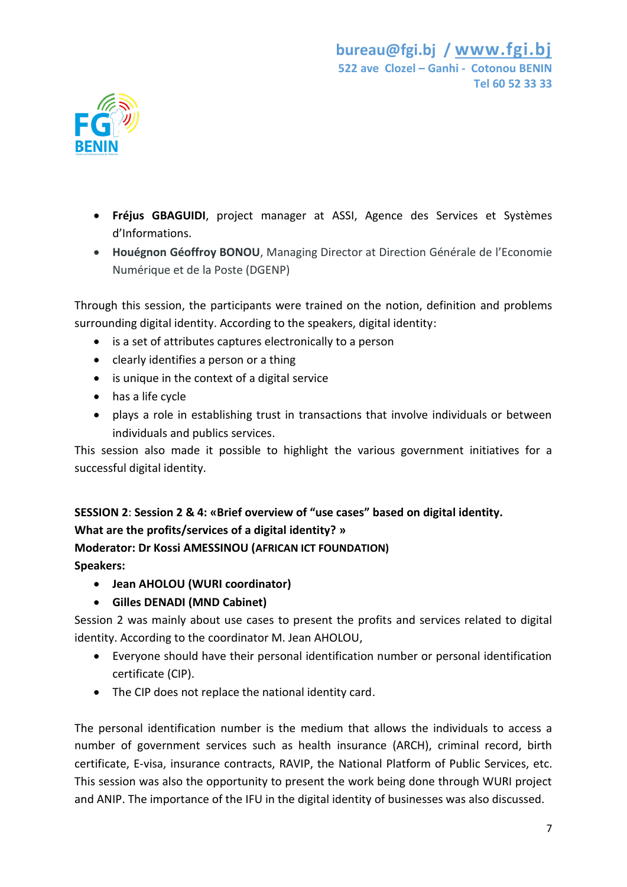- **Fréjus GBAGUIDI**, project manager at ASSI, Agence des Services et Systèmes d'Informations.
- **Houégnon Géoffroy BONOU**, Managing Director at Direction Générale de l'Economie Numérique et de la Poste (DGENP)

Through this session, the participants were trained on the notion, definition and problems surrounding digital identity. According to the speakers, digital identity:

- is a set of attributes captures electronically to a person
- clearly identifies a person or a thing
- is unique in the context of a digital service
- has a life cycle
- plays a role in establishing trust in transactions that involve individuals or between individuals and publics services.

This session also made it possible to highlight the various government initiatives for a successful digital identity.

**SESSION 2**: **Session 2 & 4: «Brief overview of "use cases" based on digital identity. What are the profits/services of a digital identity? »**
**Moderator: Dr Kossi AMESSINOU (AFRICAN ICT FOUNDATION)**
**Speakers:**

- **Jean AHOLOU (WURI coordinator)**
- **Gilles DENADI (MND Cabinet)**

Session 2 was mainly about use cases to present the profits and services related to digital identity. According to the coordinator M. Jean AHOLOU,

- Everyone should have their personal identification number or personal identification certificate (CIP).
- The CIP does not replace the national identity card.

The personal identification number is the medium that allows the individuals to access a number of government services such as health insurance (ARCH), criminal record, birth certificate, E-visa, insurance contracts, RAVIP, the National Platform of Public Services, etc. This session was also the opportunity to present the work being done through WURI project and ANIP. The importance of the IFU in the digital identity of businesses was also discussed.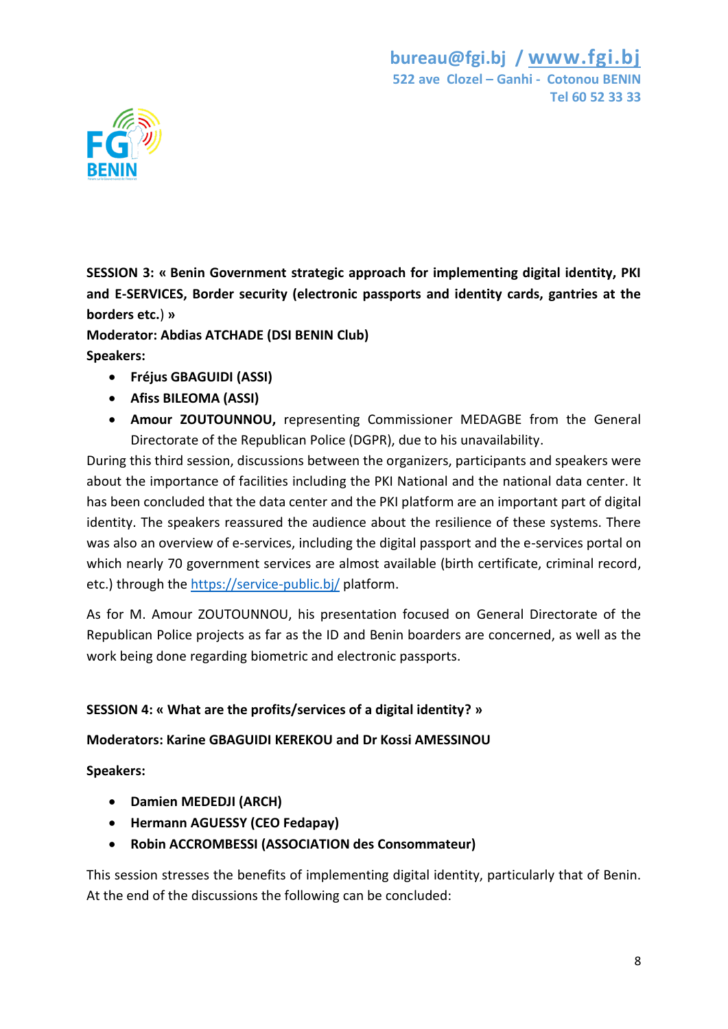**SESSION 3: « Benin Government strategic approach for implementing digital identity, PKI and E-SERVICES, Border security (electronic passports and identity cards, gantries at the borders etc.) »**

**Moderator: Abdias ATCHADE (DSI BENIN Club)**

**Speakers:**

- **Fréjus GBAGUIDI (ASSI)**
- **Afiss BILEOMA (ASSI)**
- **Amour ZOUTOUNNOU,** representing Commissioner MEDAGBE from the General Directorate of the Republican Police (DGPR), due to his unavailability.

During this third session, discussions between the organizers, participants and speakers were about the importance of facilities including the PKI National and the national data center. It has been concluded that the data center and the PKI platform are an important part of digital identity. The speakers reassured the audience about the resilience of these systems. There was also an overview of e-services, including the digital passport and the e-services portal on which nearly 70 government services are almost available (birth certificate, criminal record, etc.) through the https://service-public.bj/ platform.

As for M. Amour ZOUTOUNNOU, his presentation focused on General Directorate of the Republican Police projects as far as the ID and Benin boarders are concerned, as well as the work being done regarding biometric and electronic passports.

**SESSION 4: « What are the profits/services of a digital identity? »**

**Moderators: Karine GBAGUIDI KEREKOU and Dr Kossi AMESSINOU**

**Speakers:**

- **Damien MEDEDJI (ARCH)**
- **Hermann AGUESSY (CEO Fedapay)**
- **Robin ACCROMBESSI (ASSOCIATION des Consommateur)**

This session stresses the benefits of implementing digital identity, particularly that of Benin. At the end of the discussions the following can be concluded: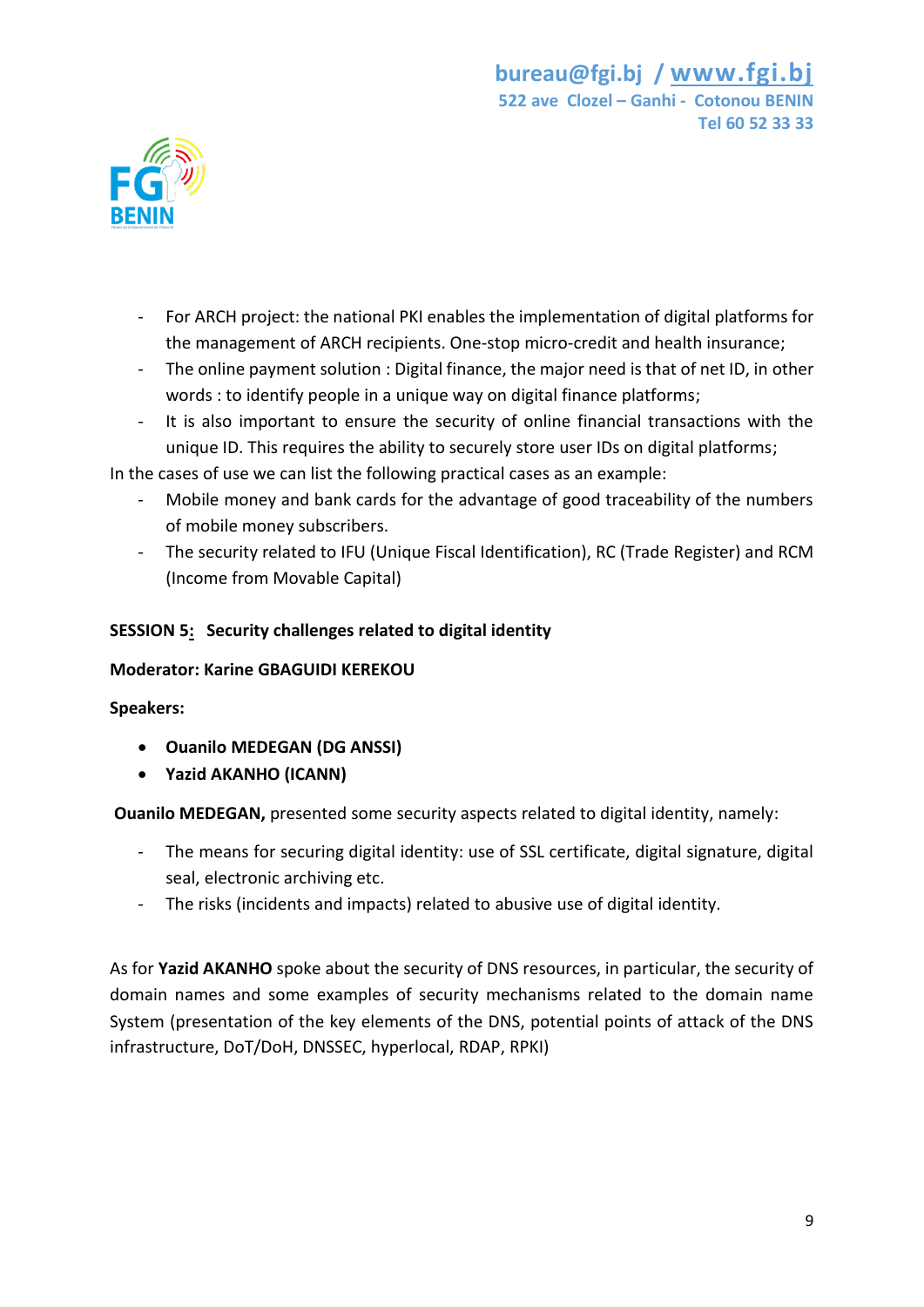- For ARCH project: the national PKI enables the implementation of digital platforms for the management of ARCH recipients. One-stop micro-credit and health insurance;
- The online payment solution : Digital finance, the major need is that of net ID, in other words : to identify people in a unique way on digital finance platforms;
- It is also important to ensure the security of online financial transactions with the unique ID. This requires the ability to securely store user IDs on digital platforms;

In the cases of use we can list the following practical cases as an example:

- Mobile money and bank cards for the advantage of good traceability of the numbers of mobile money subscribers.
- The security related to IFU (Unique Fiscal Identification), RC (Trade Register) and RCM (Income from Movable Capital)

**SESSION 5: Security challenges related to digital identity**

**Moderator: Karine GBAGUIDI KEREKOU**

**Speakers:**

- **Ouanilo MEDEGAN (DG ANSSI)**
- **Yazid AKANHO (ICANN)**

**Ouanilo MEDEGAN,** presented some security aspects related to digital identity, namely:

- The means for securing digital identity: use of SSL certificate, digital signature, digital seal, electronic archiving etc.
- The risks (incidents and impacts) related to abusive use of digital identity.

As for **Yazid AKANHO** spoke about the security of DNS resources, in particular, the security of domain names and some examples of security mechanisms related to the domain name System (presentation of the key elements of the DNS, potential points of attack of the DNS infrastructure, DoT/DoH, DNSSEC, hyperlocal, RDAP, RPKI)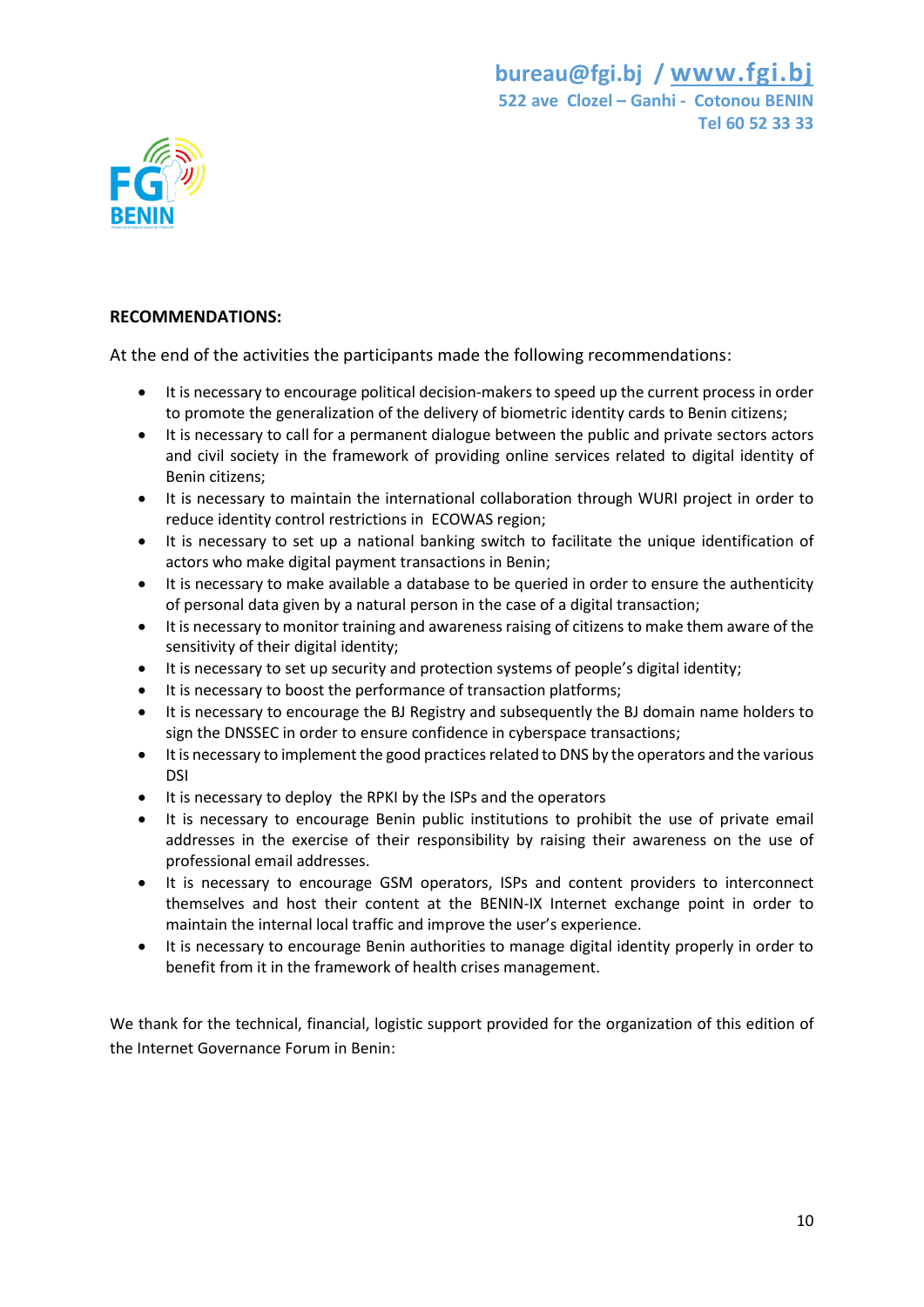**RECOMMENDATIONS:**

At the end of the activities the participants made the following recommendations:

- It is necessary to encourage political decision-makers to speed up the current process in order to promote the generalization of the delivery of biometric identity cards to Benin citizens;
- It is necessary to call for a permanent dialogue between the public and private sectors actors and civil society in the framework of providing online services related to digital identity of Benin citizens;
- It is necessary to maintain the international collaboration through WURI project in order to reduce identity control restrictions in ECOWAS region;
- It is necessary to set up a national banking switch to facilitate the unique identification of actors who make digital payment transactions in Benin;
- It is necessary to make available a database to be queried in order to ensure the authenticity of personal data given by a natural person in the case of a digital transaction;
- It is necessary to monitor training and awareness raising of citizens to make them aware of the sensitivity of their digital identity;
- It is necessary to set up security and protection systems of people's digital identity;
- It is necessary to boost the performance of transaction platforms;
- It is necessary to encourage the BJ Registry and subsequently the BJ domain name holders to sign the DNSSEC in order to ensure confidence in cyberspace transactions;
- It is necessary to implement the good practices related to DNS by the operators and the various DSI
- It is necessary to deploy the RPKI by the ISPs and the operators
- It is necessary to encourage Benin public institutions to prohibit the use of private email addresses in the exercise of their responsibility by raising their awareness on the use of professional email addresses.
- It is necessary to encourage GSM operators, ISPs and content providers to interconnect themselves and host their content at the BENIN-IX Internet exchange point in order to maintain the internal local traffic and improve the user's experience.
- It is necessary to encourage Benin authorities to manage digital identity properly in order to benefit from it in the framework of health crises management.

We thank for the technical, financial, logistic support provided for the organization of this edition of the Internet Governance Forum in Benin: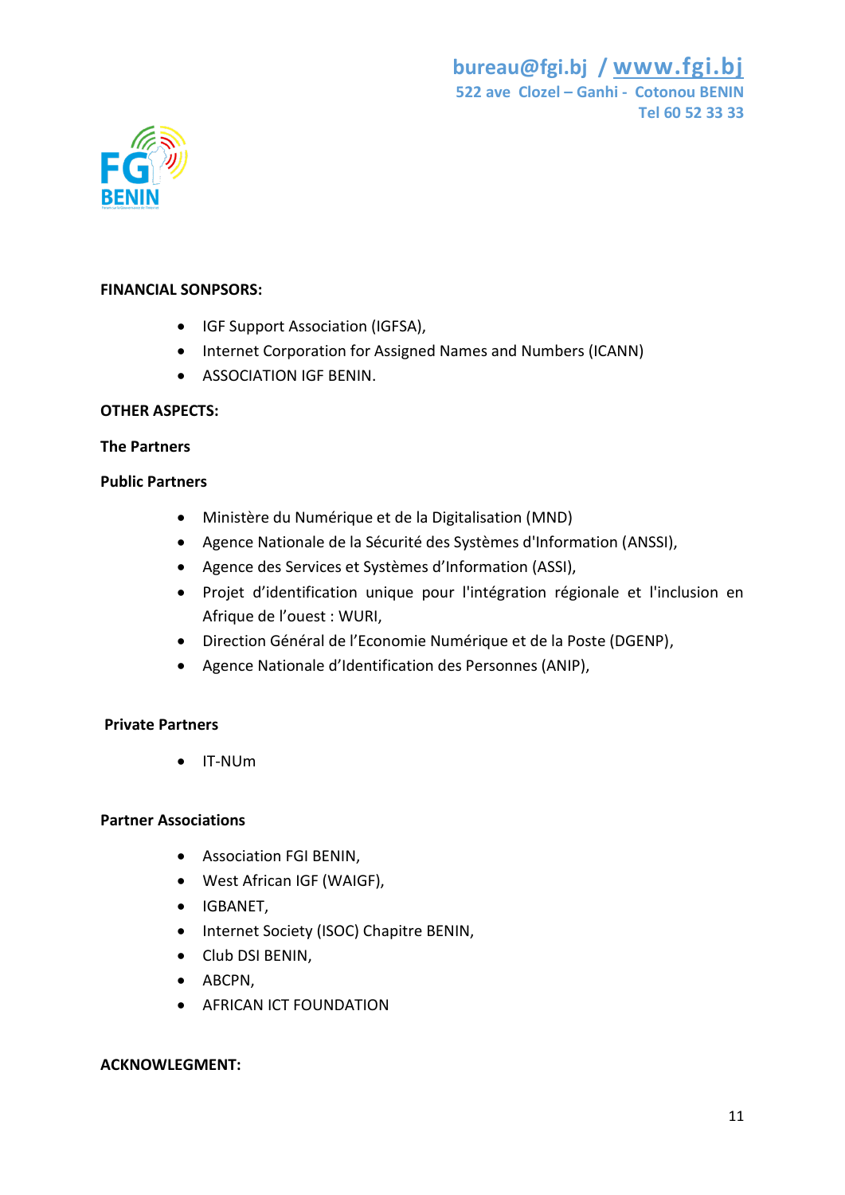**FINANCIAL SONPSORS:**

- IGF Support Association (IGFSA),
- Internet Corporation for Assigned Names and Numbers (ICANN)
- ASSOCIATION IGF BENIN.

**OTHER ASPECTS:**

**The Partners**

**Public Partners**

- Ministère du Numérique et de la Digitalisation (MND)
- Agence Nationale de la Sécurité des Systèmes d'Information (ANSSI),
- Agence des Services et Systèmes d'Information (ASSI),
- Projet d'identification unique pour l'intégration régionale et l'inclusion en Afrique de l'ouest : WURI,
- Direction Général de l'Economie Numérique et de la Poste (DGENP),
- Agence Nationale d'Identification des Personnes (ANIP),

**Private Partners**

- IT-NUm

**Partner Associations**

- Association FGI BENIN,
- West African IGF (WAIGF),
- IGBANET,
- Internet Society (ISOC) Chapitre BENIN,
- Club DSI BENIN,
- ABCPN,
- AFRICAN ICT FOUNDATION

**ACKNOWLEGMENT:**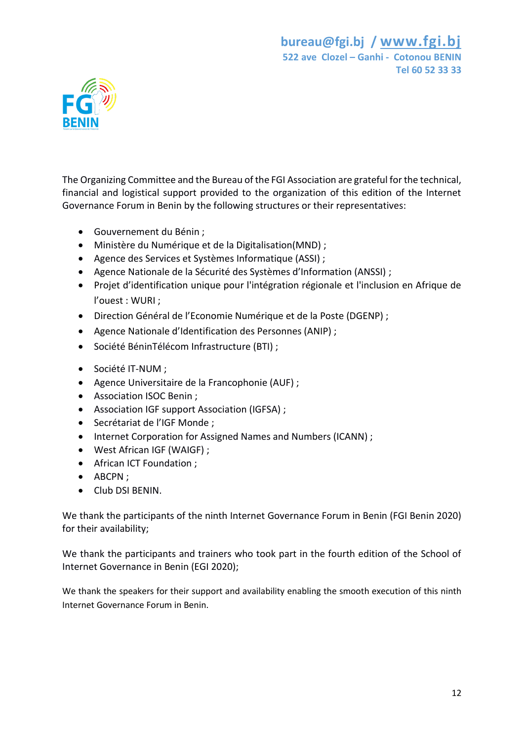The Organizing Committee and the Bureau of the FGI Association are grateful for the technical, financial and logistical support provided to the organization of this edition of the Internet Governance Forum in Benin by the following structures or their representatives:

- Gouvernement du Bénin ;
- Ministère du Numérique et de la Digitalisation(MND) ;
- Agence des Services et Systèmes Informatique (ASSI) ;
- Agence Nationale de la Sécurité des Systèmes d'Information (ANSSI) ;
- Projet d'identification unique pour l'intégration régionale et l'inclusion en Afrique de l'ouest : WURI ;
- Direction Général de l'Economie Numérique et de la Poste (DGENP) ;
- Agence Nationale d'Identification des Personnes (ANIP) ;
- Société BéninTélécom Infrastructure (BTI) ;
- Société IT-NUM ;
- Agence Universitaire de la Francophonie (AUF) ;
- Association ISOC Benin ;
- Association IGF support Association (IGFSA) ;
- Secrétariat de l'IGF Monde ;
- Internet Corporation for Assigned Names and Numbers (ICANN) ;
- West African IGF (WAIGF) ;
- African ICT Foundation ;
- ABCPN ;
- Club DSI BENIN.

We thank the participants of the ninth Internet Governance Forum in Benin (FGI Benin 2020) for their availability;

We thank the participants and trainers who took part in the fourth edition of the School of Internet Governance in Benin (EGI 2020);

We thank the speakers for their support and availability enabling the smooth execution of this ninth Internet Governance Forum in Benin.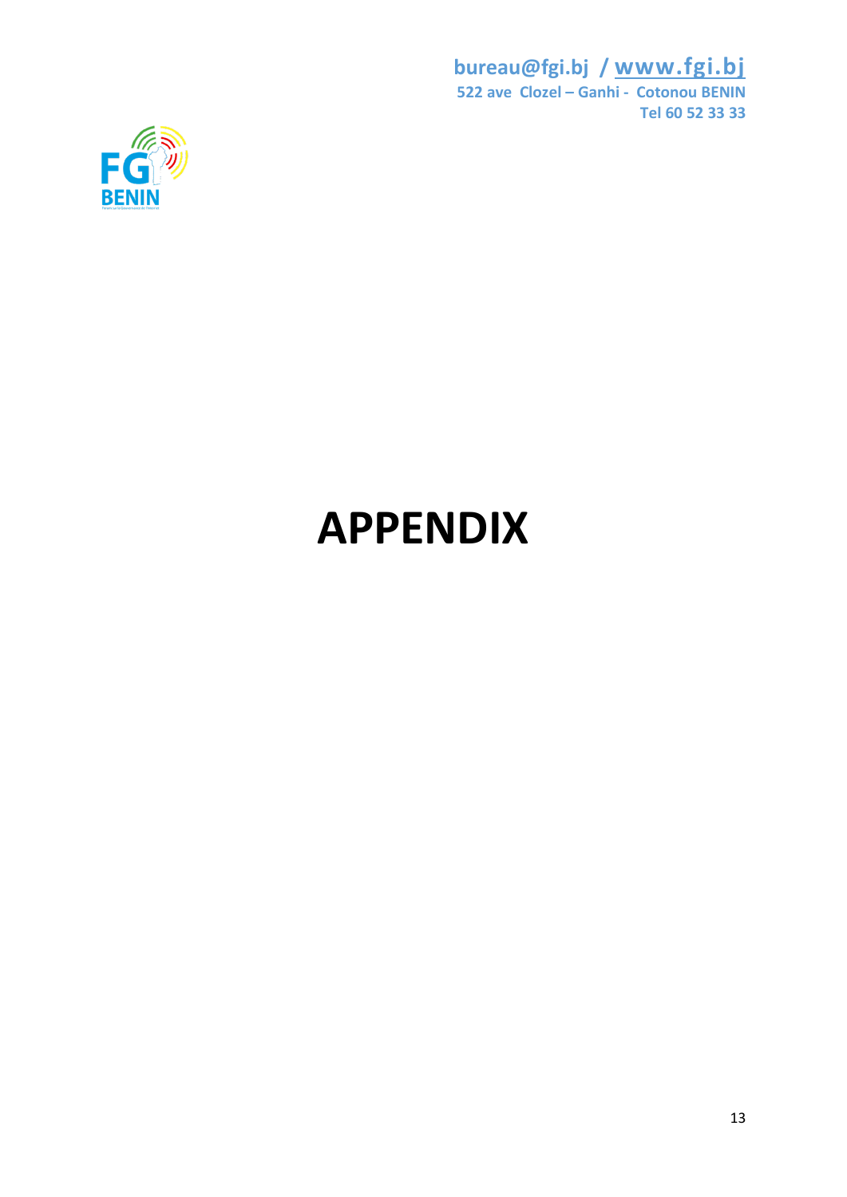# APPENDIX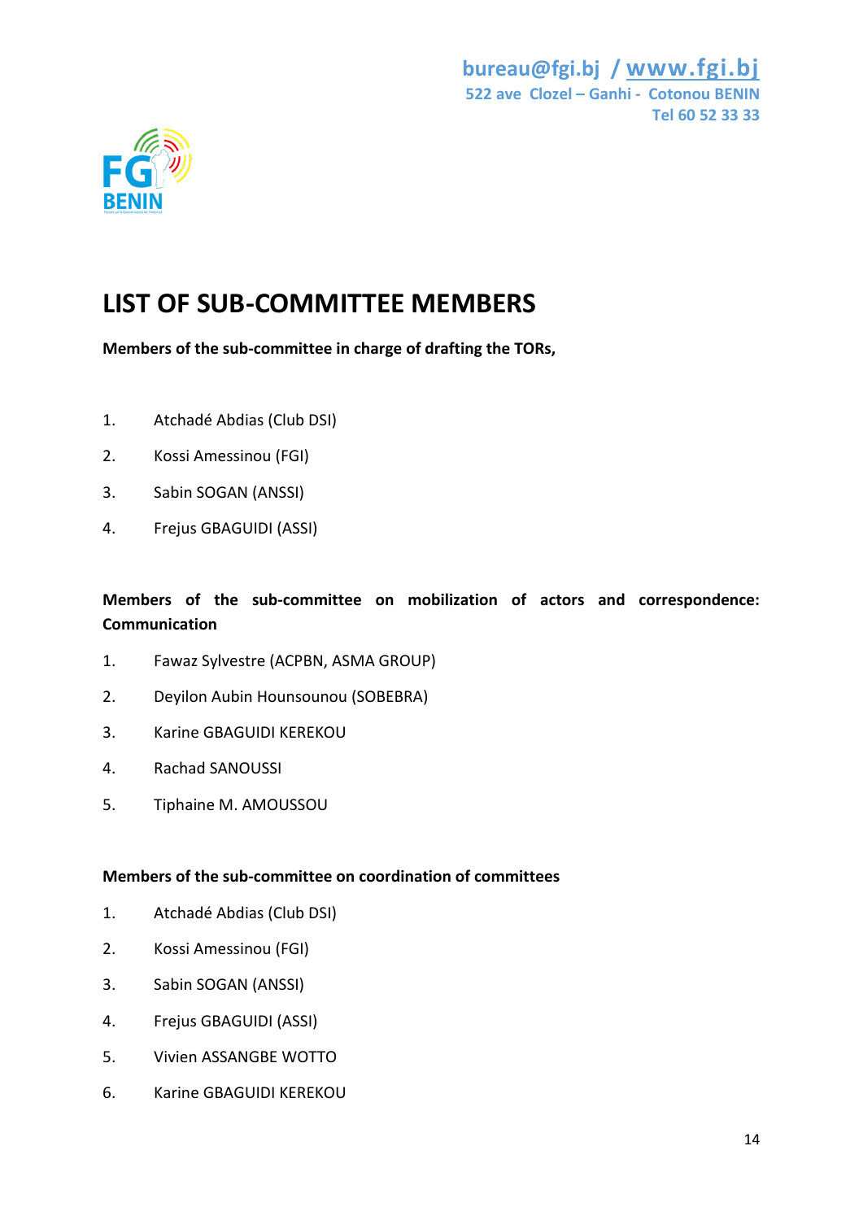# LIST OF SUB-COMMITTEE MEMBERS

**Members of the sub-committee in charge of drafting the TORs,**

1. Atchadé Abdias (Club DSI)
2. Kossi Amessinou (FGI)
3. Sabin SOGAN (ANSSI)
4. Frejus GBAGUIDI (ASSI)

**Members of the sub-committee on mobilization of actors and correspondence: Communication**

1. Fawaz Sylvestre (ACPBN, ASMA GROUP)
2. Deyilon Aubin Hounsounou (SOBEBRA)
3. Karine GBAGUIDI KEREKOU
4. Rachad SANOUSSI
5. Tiphaine M. AMOUSSOU

**Members of the sub-committee on coordination of committees**

1. Atchadé Abdias (Club DSI)
2. Kossi Amessinou (FGI)
3. Sabin SOGAN (ANSSI)
4. Frejus GBAGUIDI (ASSI)
5. Vivien ASSANGBE WOTTO
6. Karine GBAGUIDI KEREKOU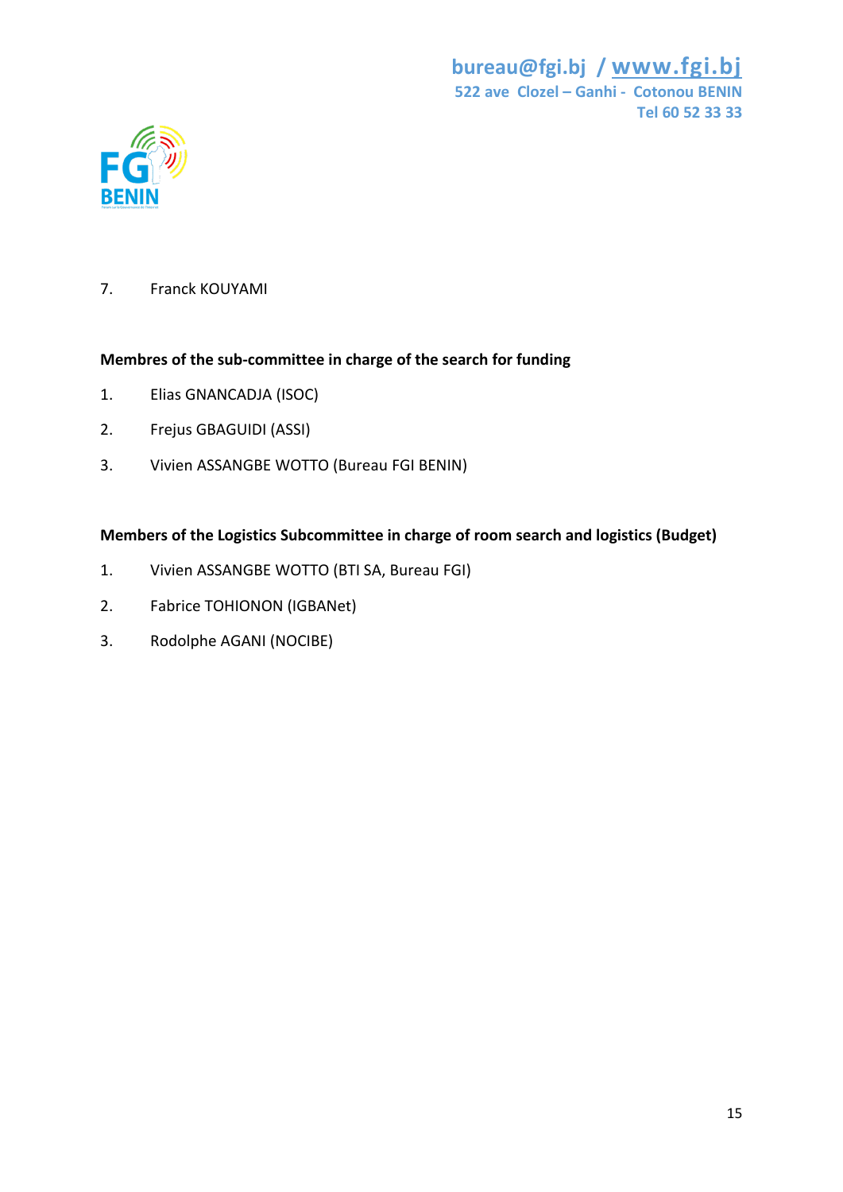7. Franck KOUYAMI

**Membres of the sub-committee in charge of the search for funding**

1. Elias GNANCADJA (ISOC)
2. Frejus GBAGUIDI (ASSI)
3. Vivien ASSANGBE WOTTO (Bureau FGI BENIN)

**Members of the Logistics Subcommittee in charge of room search and logistics (Budget)**

1. Vivien ASSANGBE WOTTO (BTI SA, Bureau FGI)
2. Fabrice TOHIONON (IGBANet)
3. Rodolphe AGANI (NOCIBE)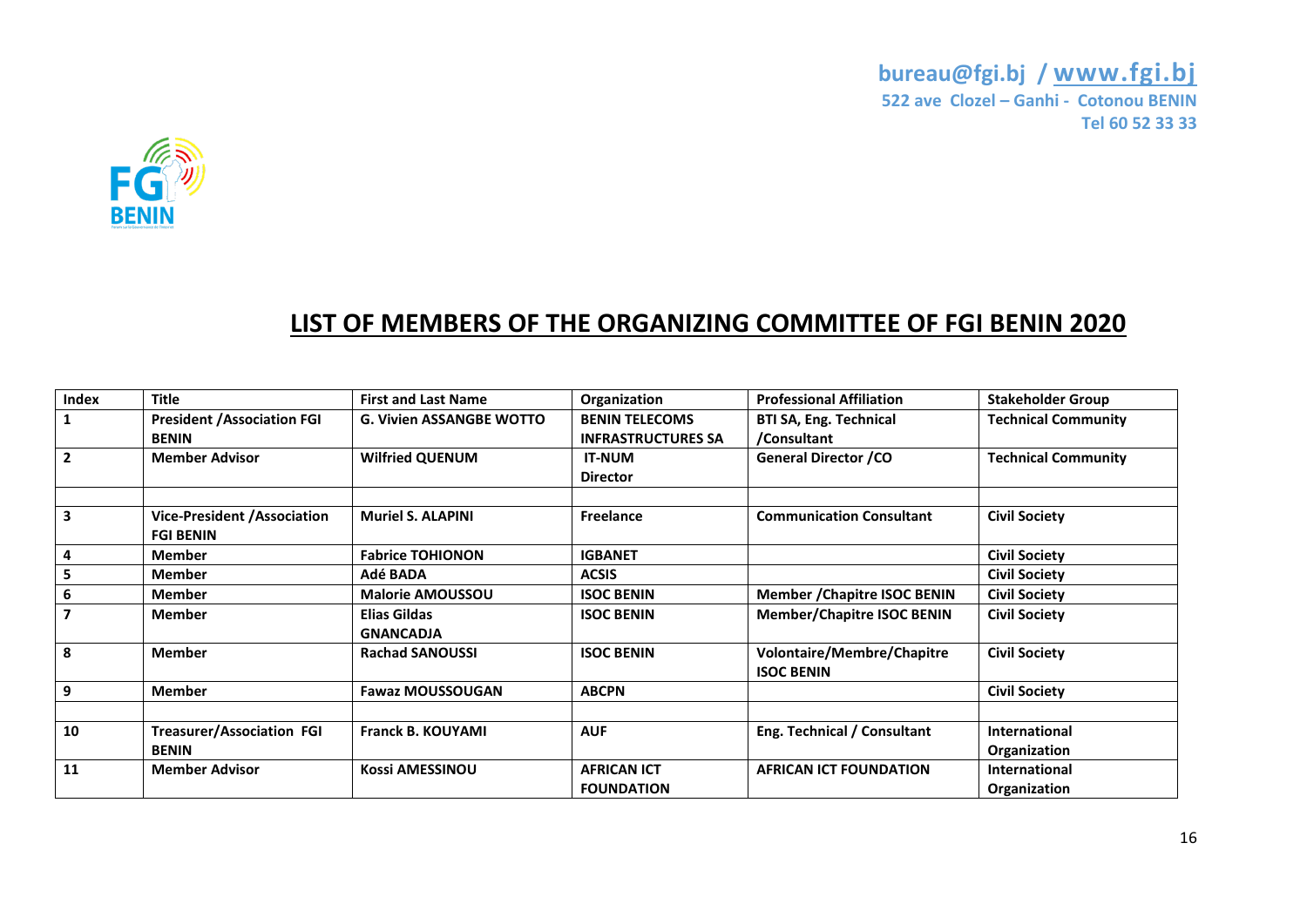bureau@fgi.bj / www.fgi.bj
522 ave Clozel – Ganhi - Cotonou BENIN
Tel 60 52 33 33

# LIST OF MEMBERS OF THE ORGANIZING COMMITTEE OF FGI BENIN 2020

| Index | Title | First and Last Name | Organization | Professional Affiliation | Stakeholder Group |
|---|---|---|---|---|---|
| 1 | President /Association FGI BENIN | G. Vivien ASSANGBE WOTTO | BENIN TELECOMS INFRASTRUCTURES SA | BTI SA, Eng. Technical /Consultant | Technical Community |
| 2 | Member Advisor | Wilfried QUENUM | IT-NUM Director | General Director /CO | Technical Community |
| | | | | | |
| 3 | Vice-President /Association FGI BENIN | Muriel S. ALAPINI | Freelance | Communication Consultant | Civil Society |
| 4 | Member | Fabrice TOHIONON | IGBANET | | Civil Society |
| 5 | Member | Adé BADA | ACSIS | | Civil Society |
| 6 | Member | Malorie AMOUSSOU | ISOC BENIN | Member /Chapitre ISOC BENIN | Civil Society |
| 7 | Member | Elias Gildas GNANCADJA | ISOC BENIN | Member/Chapitre ISOC BENIN | Civil Society |
| 8 | Member | Rachad SANOUSSI | ISOC BENIN | Volontaire/Membre/Chapitre ISOC BENIN | Civil Society |
| 9 | Member | Fawaz MOUSSOUGAN | ABCPN | | Civil Society |
| | | | | | |
| 10 | Treasurer/Association FGI BENIN | Franck B. KOUYAMI | AUF | Eng. Technical / Consultant | International Organization |
| 11 | Member Advisor | Kossi AMESSINOU | AFRICAN ICT FOUNDATION | AFRICAN ICT FOUNDATION | International Organization |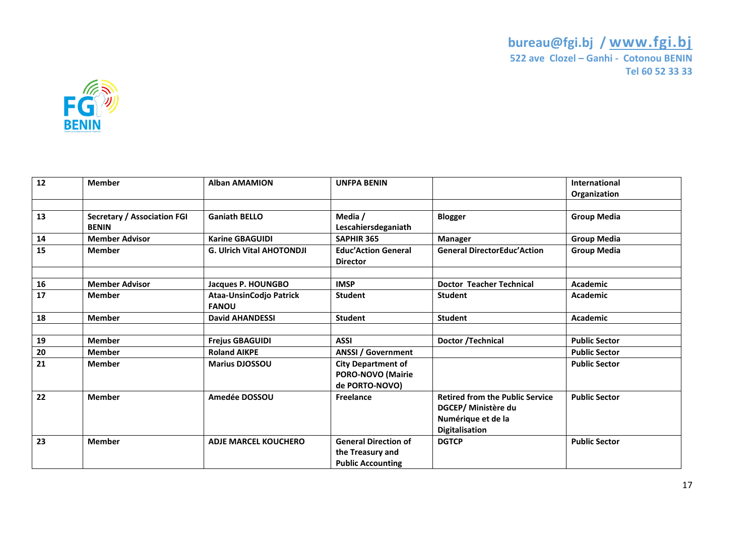| 12 | Member | Alban AMAMION | UNFPA BENIN | | International Organization |
|---|---|---|---|---|---|
| | | | | | |
| 13 | Secretary / Association FGI BENIN | Ganiath BELLO | Media / Lescahiersdeganiath | Blogger | Group Media |
| 14 | Member Advisor | Karine GBAGUIDI | SAPHIR 365 | Manager | Group Media |
| 15 | Member | G. Ulrich Vital AHOTONDJI | Educ'Action General Director | General DirectorEduc'Action | Group Media |
| | | | | | |
| 16 | Member Advisor | Jacques P. HOUNGBO | IMSP | Doctor Teacher Technical | Academic |
| 17 | Member | Ataa-UnsinCodjo Patrick FANOU | Student | Student | Academic |
| 18 | Member | David AHANDESSI | Student | Student | Academic |
| | | | | | |
| 19 | Member | Frejus GBAGUIDI | ASSI | Doctor /Technical | Public Sector |
| 20 | Member | Roland AIKPE | ANSSI / Government | | Public Sector |
| 21 | Member | Marius DJOSSOU | City Department of PORO-NOVO (Mairie de PORTO-NOVO) | | Public Sector |
| 22 | Member | Amedée DOSSOU | Freelance | Retired from the Public Service DGCEP/ Ministère du Numérique et de la Digitalisation | Public Sector |
| 23 | Member | ADJE MARCEL KOUCHERO | General Direction of the Treasury and Public Accounting | DGTCP | Public Sector |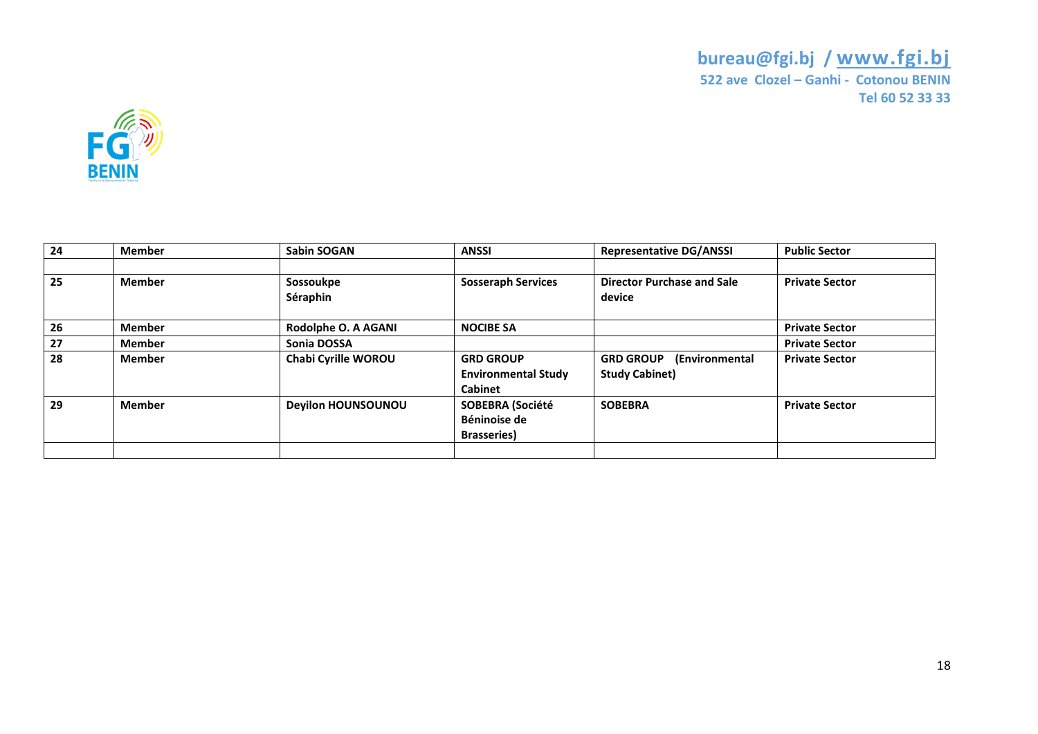| | | | | | |
|---|---|---|---|---|---|
| **24** | **Member** | **Sabin SOGAN** | **ANSSI** | **Representative DG/ANSSI** | **Public Sector** |
| | | | | | |
| **25** | **Member** | **Sossoukpe Séraphin** | **Sosseraph Services** | **Director Purchase and Sale device** | **Private Sector** |
| **26** | **Member** | **Rodolphe O. A AGANI** | **NOCIBE SA** | | **Private Sector** |
| **27** | **Member** | **Sonia DOSSA** | | | **Private Sector** |
| **28** | **Member** | **Chabi Cyrille WOROU** | **GRD GROUP Environmental Study Cabinet** | **GRD GROUP (Environmental Study Cabinet)** | **Private Sector** |
| **29** | **Member** | **Deyilon HOUNSOUNOU** | **SOBEBRA (Société Béninoise de Brasseries)** | **SOBEBRA** | **Private Sector** |
| | | | | | |